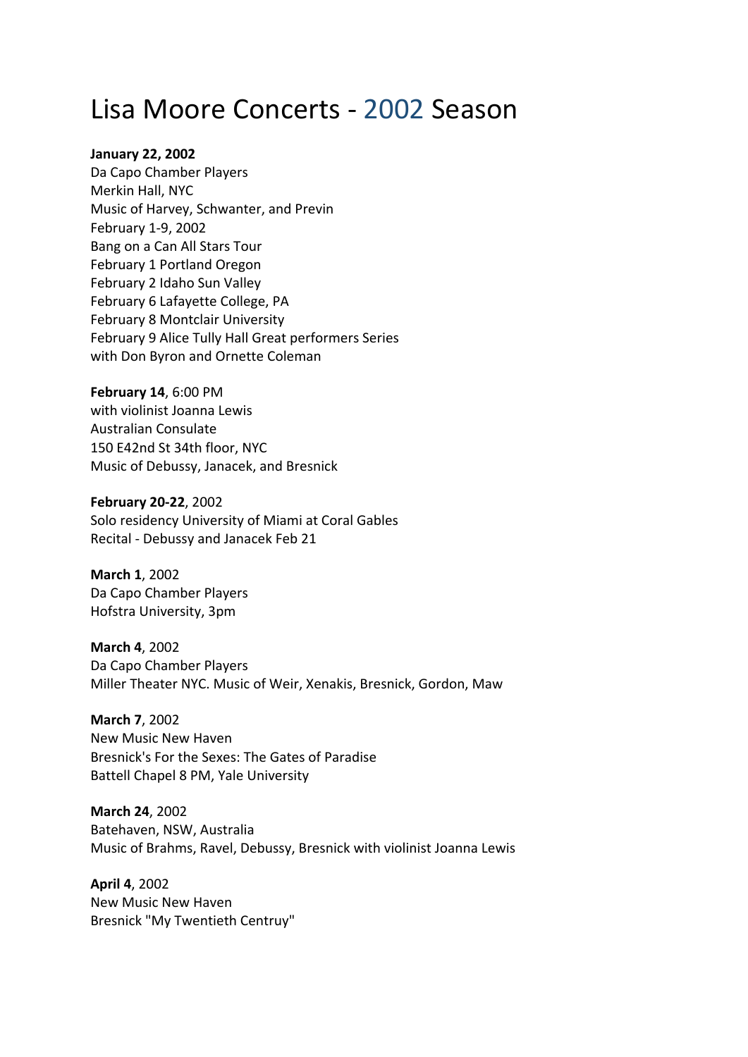# Lisa Moore Concerts - 2002 Season

**January 22, 2002**
Da Capo Chamber Players
Merkin Hall, NYC
Music of Harvey, Schwanter, and Previn
February 1-9, 2002
Bang on a Can All Stars Tour
February 1 Portland Oregon
February 2 Idaho Sun Valley
February 6 Lafayette College, PA
February 8 Montclair University
February 9 Alice Tully Hall Great performers Series
with Don Byron and Ornette Coleman

**February 14**, 6:00 PM
with violinist Joanna Lewis
Australian Consulate
150 E42nd St 34th floor, NYC
Music of Debussy, Janacek, and Bresnick

**February 20-22**, 2002
Solo residency University of Miami at Coral Gables
Recital - Debussy and Janacek Feb 21

**March 1**, 2002
Da Capo Chamber Players
Hofstra University, 3pm

**March 4**, 2002
Da Capo Chamber Players
Miller Theater NYC. Music of Weir, Xenakis, Bresnick, Gordon, Maw

**March 7**, 2002
New Music New Haven
Bresnick's For the Sexes: The Gates of Paradise
Battell Chapel 8 PM, Yale University

**March 24**, 2002
Batehaven, NSW, Australia
Music of Brahms, Ravel, Debussy, Bresnick with violinist Joanna Lewis

**April 4**, 2002
New Music New Haven
Bresnick "My Twentieth Centruy"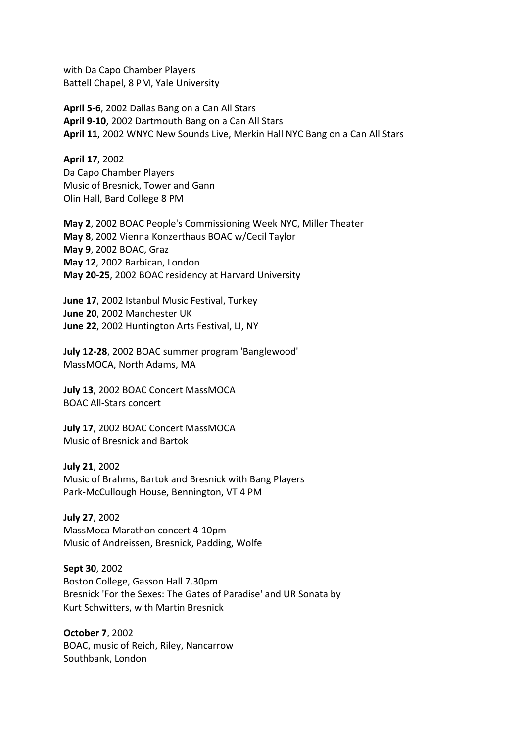with Da Capo Chamber Players
Battell Chapel, 8 PM, Yale University

**April 5-6**, 2002 Dallas Bang on a Can All Stars
**April 9-10**, 2002 Dartmouth Bang on a Can All Stars
**April 11**, 2002 WNYC New Sounds Live, Merkin Hall NYC Bang on a Can All Stars

**April 17**, 2002
Da Capo Chamber Players
Music of Bresnick, Tower and Gann
Olin Hall, Bard College 8 PM

**May 2**, 2002 BOAC People's Commissioning Week NYC, Miller Theater
**May 8**, 2002 Vienna Konzerthaus BOAC w/Cecil Taylor
**May 9**, 2002 BOAC, Graz
**May 12**, 2002 Barbican, London
**May 20-25**, 2002 BOAC residency at Harvard University

**June 17**, 2002 Istanbul Music Festival, Turkey
**June 20**, 2002 Manchester UK
**June 22**, 2002 Huntington Arts Festival, LI, NY

**July 12-28**, 2002 BOAC summer program 'Banglewood'
MassMOCA, North Adams, MA

**July 13**, 2002 BOAC Concert MassMOCA
BOAC All-Stars concert

**July 17**, 2002 BOAC Concert MassMOCA
Music of Bresnick and Bartok

**July 21**, 2002
Music of Brahms, Bartok and Bresnick with Bang Players
Park-McCullough House, Bennington, VT 4 PM

**July 27**, 2002
MassMoca Marathon concert 4-10pm
Music of Andreissen, Bresnick, Padding, Wolfe

**Sept 30**, 2002
Boston College, Gasson Hall 7.30pm
Bresnick 'For the Sexes: The Gates of Paradise' and UR Sonata by
Kurt Schwitters, with Martin Bresnick

**October 7**, 2002
BOAC, music of Reich, Riley, Nancarrow
Southbank, London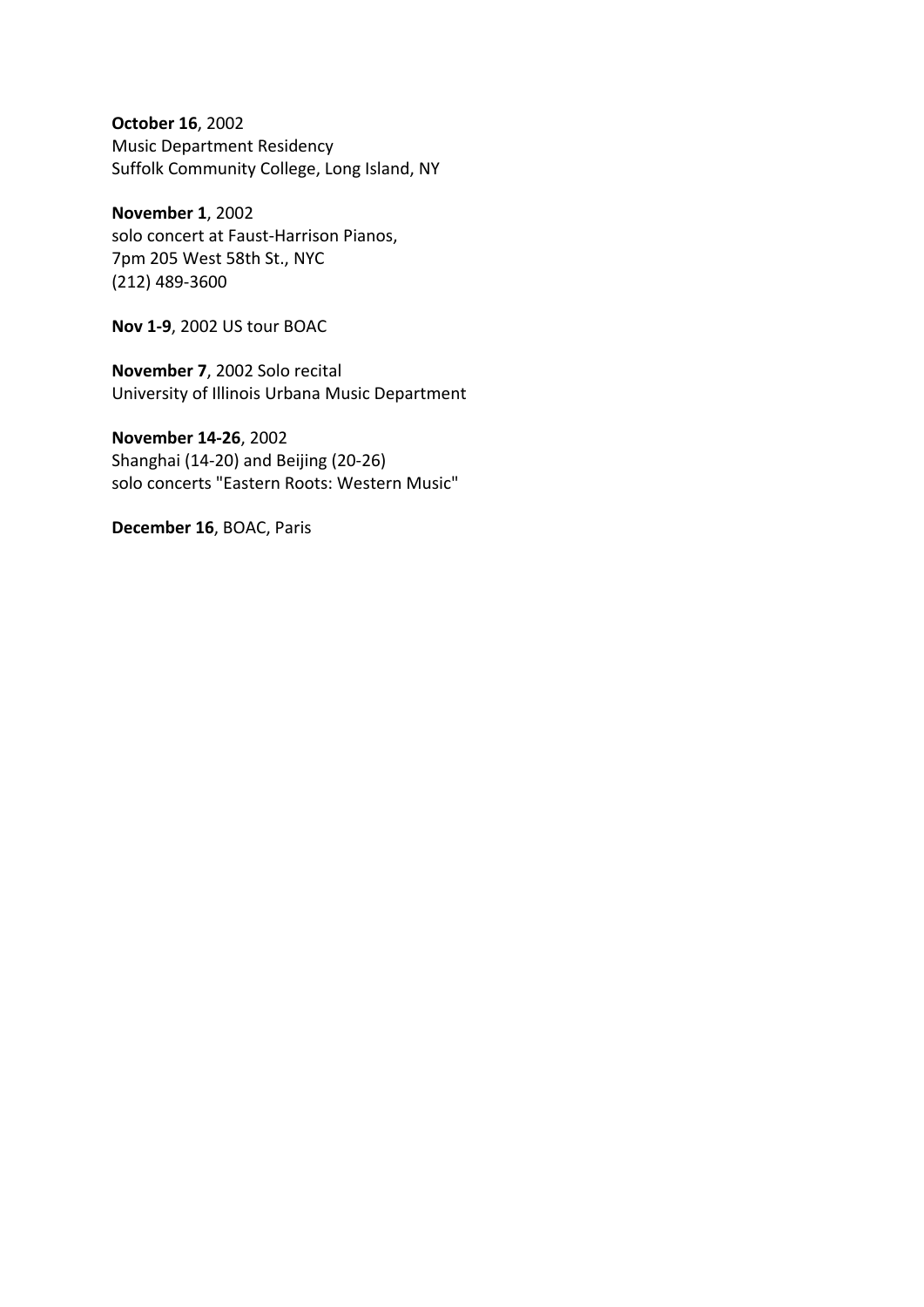**October 16**, 2002
Music Department Residency
Suffolk Community College, Long Island, NY

**November 1**, 2002
solo concert at Faust-Harrison Pianos,
7pm 205 West 58th St., NYC
(212) 489-3600

**Nov 1-9**, 2002 US tour BOAC

**November 7**, 2002 Solo recital
University of Illinois Urbana Music Department

**November 14-26**, 2002
Shanghai (14-20) and Beijing (20-26)
solo concerts "Eastern Roots: Western Music"

**December 16**, BOAC, Paris